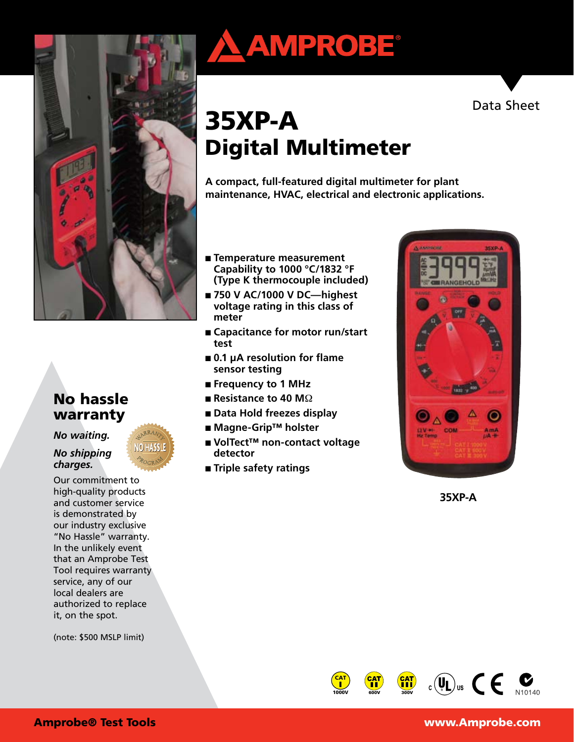AMPROBE

Data Sheet

# 35XP-A
# Digital Multimeter

**A compact, full-featured digital multimeter for plant maintenance, HVAC, electrical and electronic applications.**

- **Temperature measurement Capability to 1000 °C/1832 °F (Type K thermocouple included)**
- **750 V AC/1000 V DC—highest voltage rating in this class of meter**
- **Capacitance for motor run/start test**
- **0.1 µA resolution for flame sensor testing**
- **Frequency to 1 MHz**
- **Resistance to 40 MΩ**
- **Data Hold freezes display**
- **Magne-Grip™ holster**
- **VolTect™ non-contact voltage detector**
- **Triple safety ratings**

**35XP-A**

## No hassle warranty

***No waiting.***

***No shipping charges.***

Our commitment to high-quality products and customer service is demonstrated by our industry exclusive "No Hassle" warranty. In the unlikely event that an Amprobe Test Tool requires warranty service, any of our local dealers are authorized to replace it, on the spot.

(note: $500 MSLP limit)

CAT I 1000V CAT II 600V CAT III 300V N10140

**Amprobe® Test Tools** **www.Amprobe.com**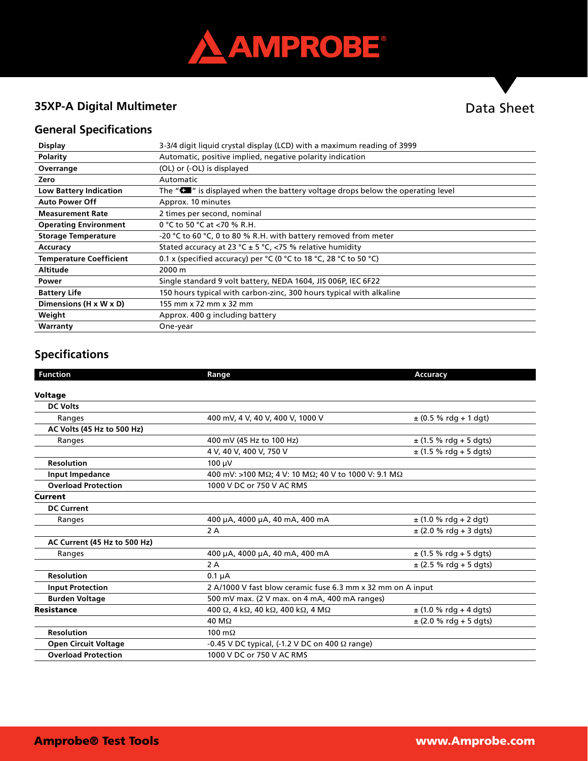# 35XP-A Digital Multimeter

Data Sheet

## General Specifications

| | |
|---|---|
| **Display** | 3-3/4 digit liquid crystal display (LCD) with a maximum reading of 3999 |
| **Polarity** | Automatic, positive implied, negative polarity indication |
| **Overrange** | (OL) or (-OL) is displayed |
| **Zero** | Automatic |
| **Low Battery Indication** | The " " is displayed when the battery voltage drops below the operating level |
| **Auto Power Off** | Approx. 10 minutes |
| **Measurement Rate** | 2 times per second, nominal |
| **Operating Environment** | 0 °C to 50 °C at <70 % R.H. |
| **Storage Temperature** | -20 °C to 60 °C, 0 to 80 % R.H. with battery removed from meter |
| **Accuracy** | Stated accuracy at 23 °C ± 5 °C, <75 % relative humidity |
| **Temperature Coefficient** | 0.1 x (specified accuracy) per °C (0 °C to 18 °C, 28 °C to 50 °C) |
| **Altitude** | 2000 m |
| **Power** | Single standard 9 volt battery, NEDA 1604, JIS 006P, IEC 6F22 |
| **Battery Life** | 150 hours typical with carbon-zinc, 300 hours typical with alkaline |
| **Dimensions (H x W x D)** | 155 mm x 72 mm x 32 mm |
| **Weight** | Approx. 400 g including battery |
| **Warranty** | One-year |

## Specifications

| Function | Range | Accuracy |
|---|---|---|
| **Voltage** | | |
| **DC Volts** | | |
| Ranges | 400 mV, 4 V, 40 V, 400 V, 1000 V | ± (0.5 % rdg + 1 dgt) |
| **AC Volts (45 Hz to 500 Hz)** | | |
| Ranges | 400 mV (45 Hz to 100 Hz) | ± (1.5 % rdg + 5 dgts) |
| | 4 V, 40 V, 400 V, 750 V | ± (1.5 % rdg + 5 dgts) |
| **Resolution** | 100 µV | |
| **Input Impedance** | 400 mV: >100 MΩ; 4 V: 10 MΩ; 40 V to 1000 V: 9.1 MΩ | |
| **Overload Protection** | 1000 V DC or 750 V AC RMS | |
| **Current** | | |
| **DC Current** | | |
| Ranges | 400 µA, 4000 µA, 40 mA, 400 mA | ± (1.0 % rdg + 2 dgt) |
| | 2 A | ± (2.0 % rdg + 3 dgts) |
| **AC Current (45 Hz to 500 Hz)** | | |
| Ranges | 400 µA, 4000 µA, 40 mA, 400 mA | ± (1.5 % rdg + 5 dgts) |
| | 2 A | ± (2.5 % rdg + 5 dgts) |
| **Resolution** | 0.1 µA | |
| **Input Protection** | 2 A/1000 V fast blow ceramic fuse 6.3 mm x 32 mm on A input | |
| **Burden Voltage** | 500 mV max. (2 V max. on 4 mA, 400 mA ranges) | |
| **Resistance** | 400 Ω, 4 kΩ, 40 kΩ, 400 kΩ, 4 MΩ | ± (1.0 % rdg + 4 dgts) |
| | 40 MΩ | ± (2.0 % rdg + 5 dgts) |
| **Resolution** | 100 mΩ | |
| **Open Circuit Voltage** | -0.45 V DC typical, (-1.2 V DC on 400 Ω range) | |
| **Overload Protection** | 1000 V DC or 750 V AC RMS | |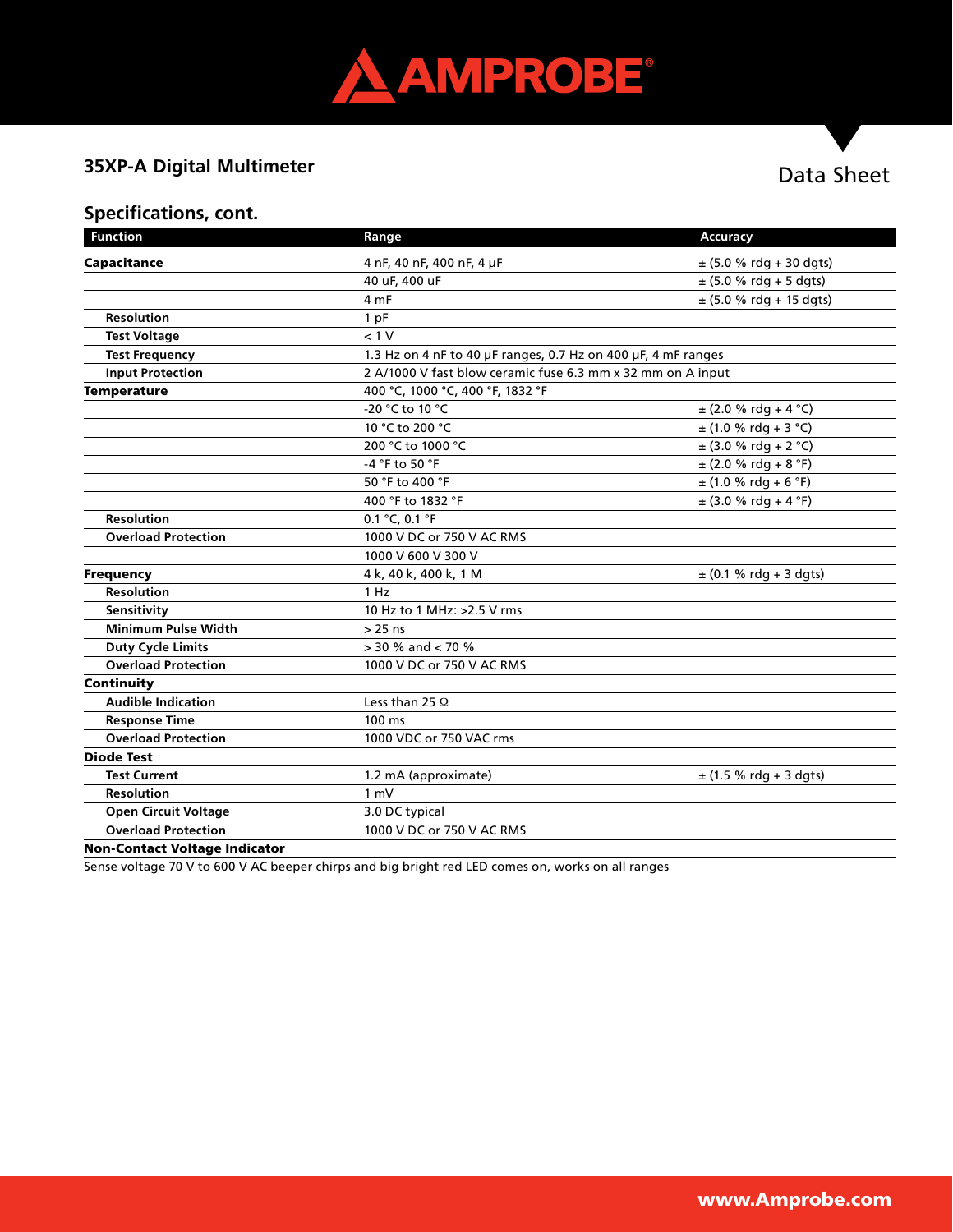## 35XP-A Digital Multimeter

Data Sheet

### Specifications, cont.

| Function | Range | Accuracy |
|---|---|---|
| **Capacitance** | 4 nF, 40 nF, 400 nF, 4 μF | ± (5.0 % rdg + 30 dgts) |
| | 40 uF, 400 uF | ± (5.0 % rdg + 5 dgts) |
| | 4 mF | ± (5.0 % rdg + 15 dgts) |
| **Resolution** | 1 pF | |
| **Test Voltage** | < 1 V | |
| **Test Frequency** | 1.3 Hz on 4 nF to 40 μF ranges, 0.7 Hz on 400 μF, 4 mF ranges | |
| **Input Protection** | 2 A/1000 V fast blow ceramic fuse 6.3 mm x 32 mm on A input | |
| **Temperature** | 400 °C, 1000 °C, 400 °F, 1832 °F | |
| | -20 °C to 10 °C | ± (2.0 % rdg + 4 °C) |
| | 10 °C to 200 °C | ± (1.0 % rdg + 3 °C) |
| | 200 °C to 1000 °C | ± (3.0 % rdg + 2 °C) |
| | -4 °F to 50 °F | ± (2.0 % rdg + 8 °F) |
| | 50 °F to 400 °F | ± (1.0 % rdg + 6 °F) |
| | 400 °F to 1832 °F | ± (3.0 % rdg + 4 °F) |
| **Resolution** | 0.1 °C, 0.1 °F | |
| **Overload Protection** | 1000 V DC or 750 V AC RMS | |
| | 1000 V 600 V 300 V | |
| **Frequency** | 4 k, 40 k, 400 k, 1 M | ± (0.1 % rdg + 3 dgts) |
| **Resolution** | 1 Hz | |
| **Sensitivity** | 10 Hz to 1 MHz: >2.5 V rms | |
| **Minimum Pulse Width** | > 25 ns | |
| **Duty Cycle Limits** | > 30 % and < 70 % | |
| **Overload Protection** | 1000 V DC or 750 V AC RMS | |
| **Continuity** | | |
| **Audible Indication** | Less than 25 Ω | |
| **Response Time** | 100 ms | |
| **Overload Protection** | 1000 VDC or 750 VAC rms | |
| **Diode Test** | | |
| **Test Current** | 1.2 mA (approximate) | ± (1.5 % rdg + 3 dgts) |
| **Resolution** | 1 mV | |
| **Open Circuit Voltage** | 3.0 DC typical | |
| **Overload Protection** | 1000 V DC or 750 V AC RMS | |
| **Non-Contact Voltage Indicator** | | |
| Sense voltage 70 V to 600 V AC beeper chirps and big bright red LED comes on, works on all ranges | | |

www.Amprobe.com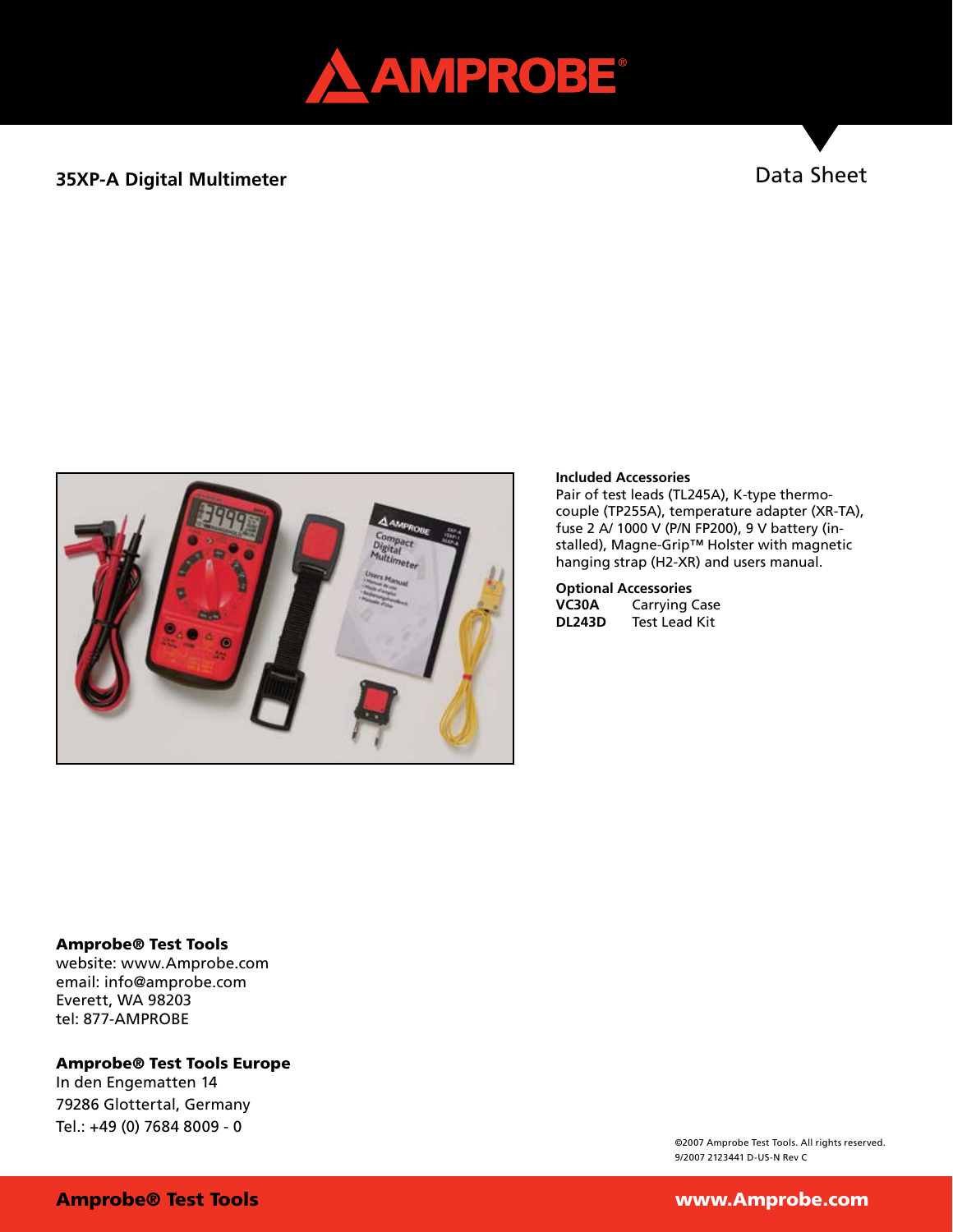# AMPROBE

## 35XP-A Digital Multimeter

Data Sheet

**Included Accessories**

Pair of test leads (TL245A), K-type thermocouple (TP255A), temperature adapter (XR-TA), fuse 2 A/ 1000 V (P/N FP200), 9 V battery (installed), Magne-Grip™ Holster with magnetic hanging strap (H2-XR) and users manual.

**Optional Accessories**

| | |
|---|---|
| **VC30A** | Carrying Case |
| **DL243D** | Test Lead Kit |

**Amprobe® Test Tools**
website: www.Amprobe.com
email: info@amprobe.com
Everett, WA 98203
tel: 877-AMPROBE

**Amprobe® Test Tools Europe**
In den Engematten 14
79286 Glottertal, Germany
Tel.: +49 (0) 7684 8009 - 0

©2007 Amprobe Test Tools. All rights reserved.
9/2007 2123441 D-US-N Rev C

**Amprobe® Test Tools** **www.Amprobe.com**